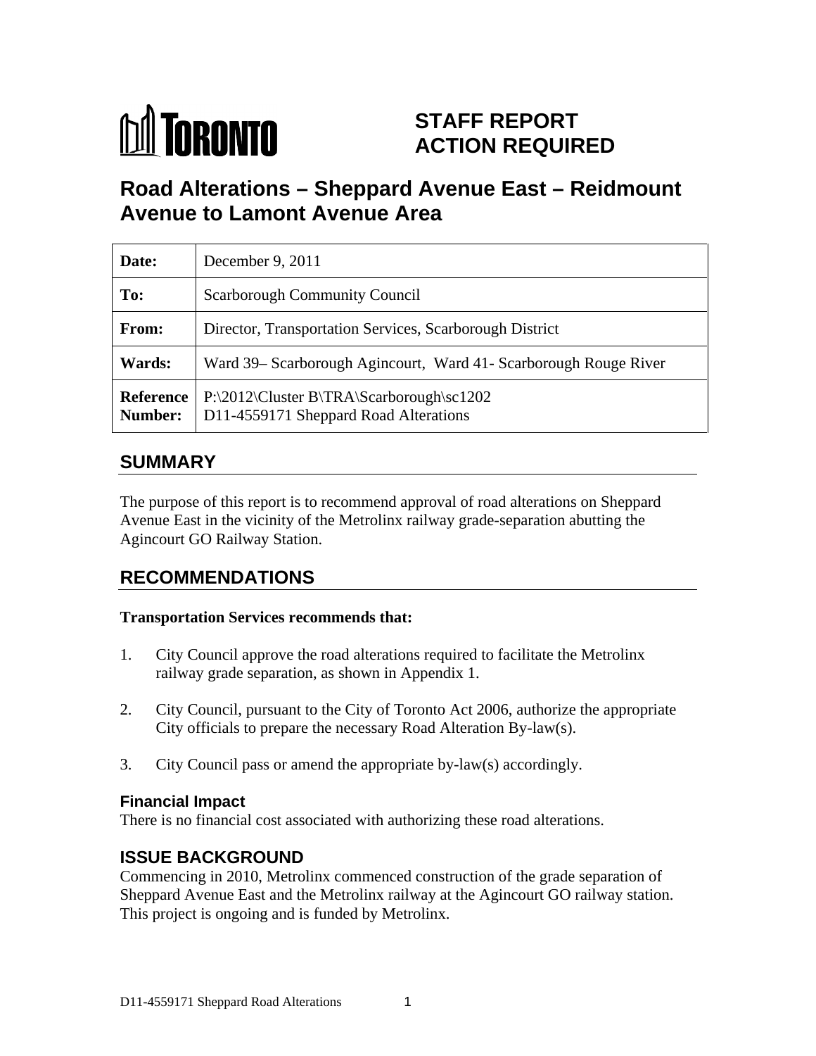**TORONTO**

# STAFF REPORT ACTION REQUIRED

# Road Alterations – Sheppard Avenue East – Reidmount Avenue to Lamont Avenue Area

| | |
|---|---|
| **Date:** | December 9, 2011 |
| **To:** | Scarborough Community Council |
| **From:** | Director, Transportation Services, Scarborough District |
| **Wards:** | Ward 39– Scarborough Agincourt, Ward 41- Scarborough Rouge River |
| **Reference Number:** | P:\2012\Cluster B\TRA\Scarborough\sc1202<br>D11-4559171 Sheppard Road Alterations |

## SUMMARY

The purpose of this report is to recommend approval of road alterations on Sheppard Avenue East in the vicinity of the Metrolinx railway grade-separation abutting the Agincourt GO Railway Station.

## RECOMMENDATIONS

**Transportation Services recommends that:**

1. City Council approve the road alterations required to facilitate the Metrolinx railway grade separation, as shown in Appendix 1.

2. City Council, pursuant to the City of Toronto Act 2006, authorize the appropriate City officials to prepare the necessary Road Alteration By-law(s).

3. City Council pass or amend the appropriate by-law(s) accordingly.

### Financial Impact

There is no financial cost associated with authorizing these road alterations.

## ISSUE BACKGROUND

Commencing in 2010, Metrolinx commenced construction of the grade separation of Sheppard Avenue East and the Metrolinx railway at the Agincourt GO railway station. This project is ongoing and is funded by Metrolinx.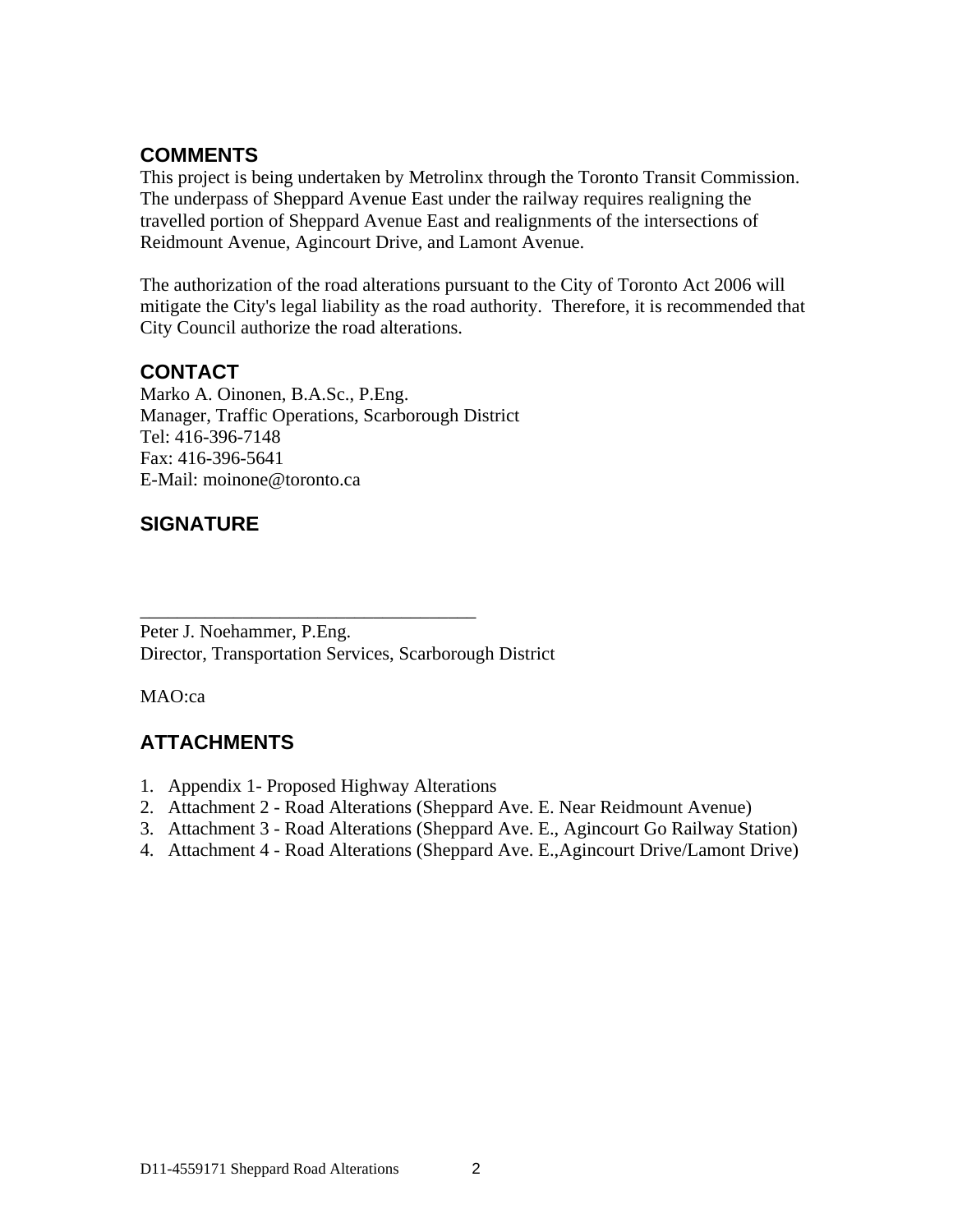## COMMENTS

This project is being undertaken by Metrolinx through the Toronto Transit Commission. The underpass of Sheppard Avenue East under the railway requires realigning the travelled portion of Sheppard Avenue East and realignments of the intersections of Reidmount Avenue, Agincourt Drive, and Lamont Avenue.

The authorization of the road alterations pursuant to the City of Toronto Act 2006 will mitigate the City's legal liability as the road authority. Therefore, it is recommended that City Council authorize the road alterations.

## CONTACT

Marko A. Oinonen, B.A.Sc., P.Eng.
Manager, Traffic Operations, Scarborough District
Tel: 416-396-7148
Fax: 416-396-5641
E-Mail: moinone@toronto.ca

## SIGNATURE

___________________________________

Peter J. Noehammer, P.Eng.
Director, Transportation Services, Scarborough District

MAO:ca

## ATTACHMENTS

1. Appendix 1- Proposed Highway Alterations
2. Attachment 2 - Road Alterations (Sheppard Ave. E. Near Reidmount Avenue)
3. Attachment 3 - Road Alterations (Sheppard Ave. E., Agincourt Go Railway Station)
4. Attachment 4 - Road Alterations (Sheppard Ave. E.,Agincourt Drive/Lamont Drive)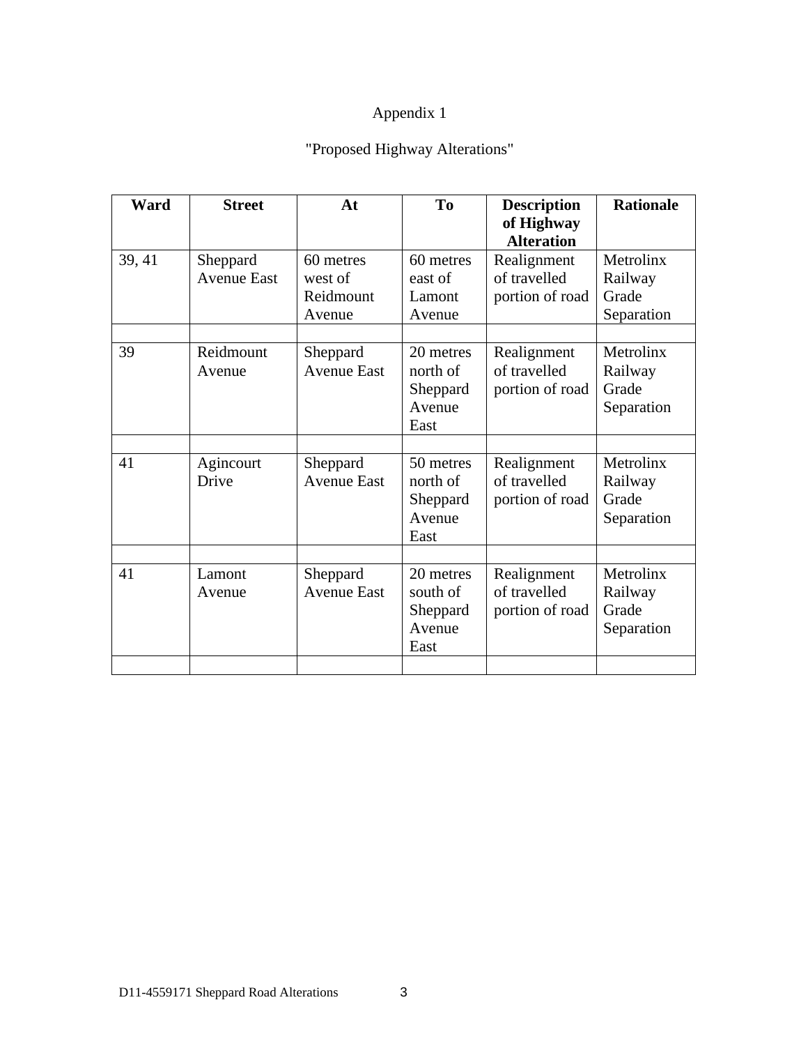Appendix 1

"Proposed Highway Alterations"

| Ward | Street | At | To | Description of Highway Alteration | Rationale |
|---|---|---|---|---|---|
| 39, 41 | Sheppard Avenue East | 60 metres west of Reidmount Avenue | 60 metres east of Lamont Avenue | Realignment of travelled portion of road | Metrolinx Railway Grade Separation |
| | | | | | |
| 39 | Reidmount Avenue | Sheppard Avenue East | 20 metres north of Sheppard Avenue East | Realignment of travelled portion of road | Metrolinx Railway Grade Separation |
| | | | | | |
| 41 | Agincourt Drive | Sheppard Avenue East | 50 metres north of Sheppard Avenue East | Realignment of travelled portion of road | Metrolinx Railway Grade Separation |
| | | | | | |
| 41 | Lamont Avenue | Sheppard Avenue East | 20 metres south of Sheppard Avenue East | Realignment of travelled portion of road | Metrolinx Railway Grade Separation |
| | | | | | |

D11-4559171 Sheppard Road Alterations